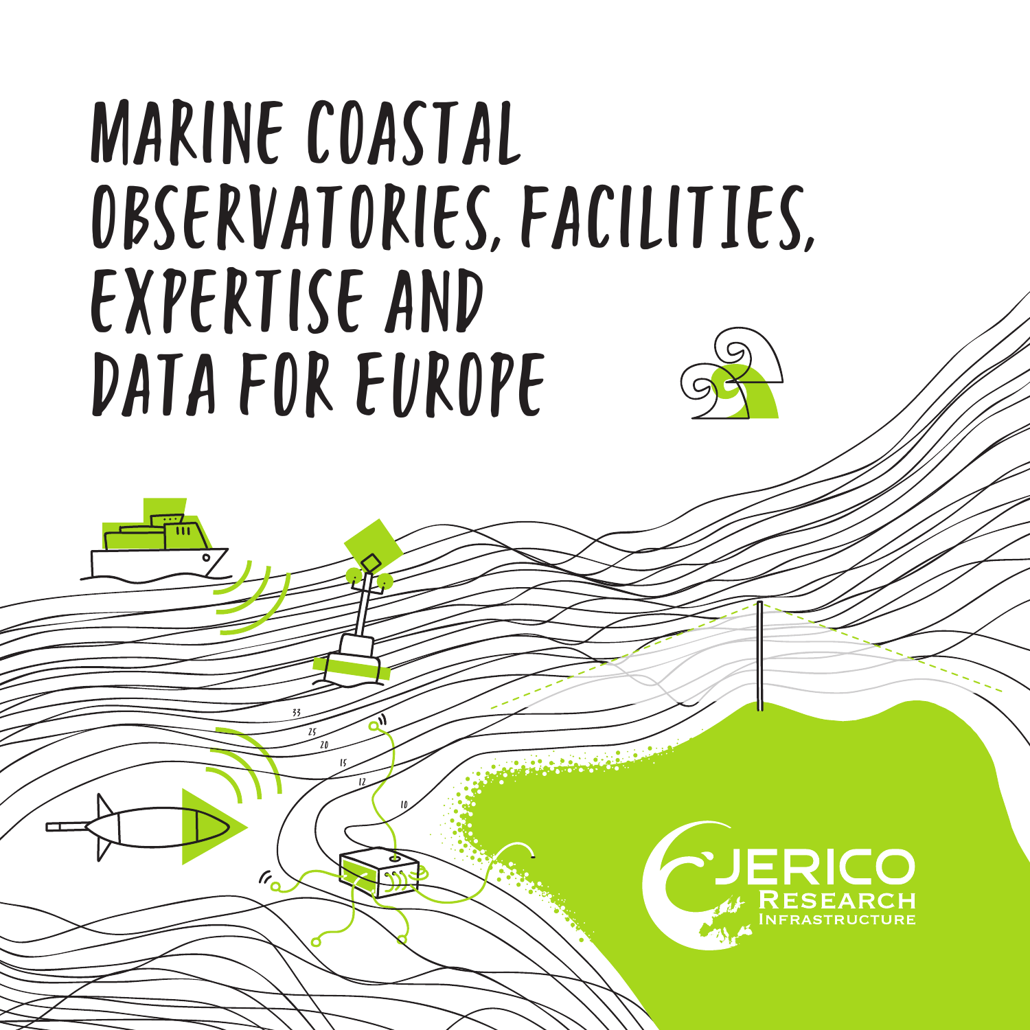# MARINE COASTAL OBSERVATORIES, FACILITIES, EXPERTISE AND DATA FOR EUROPE

JERICO RESEARCH INFRASTRUCTURE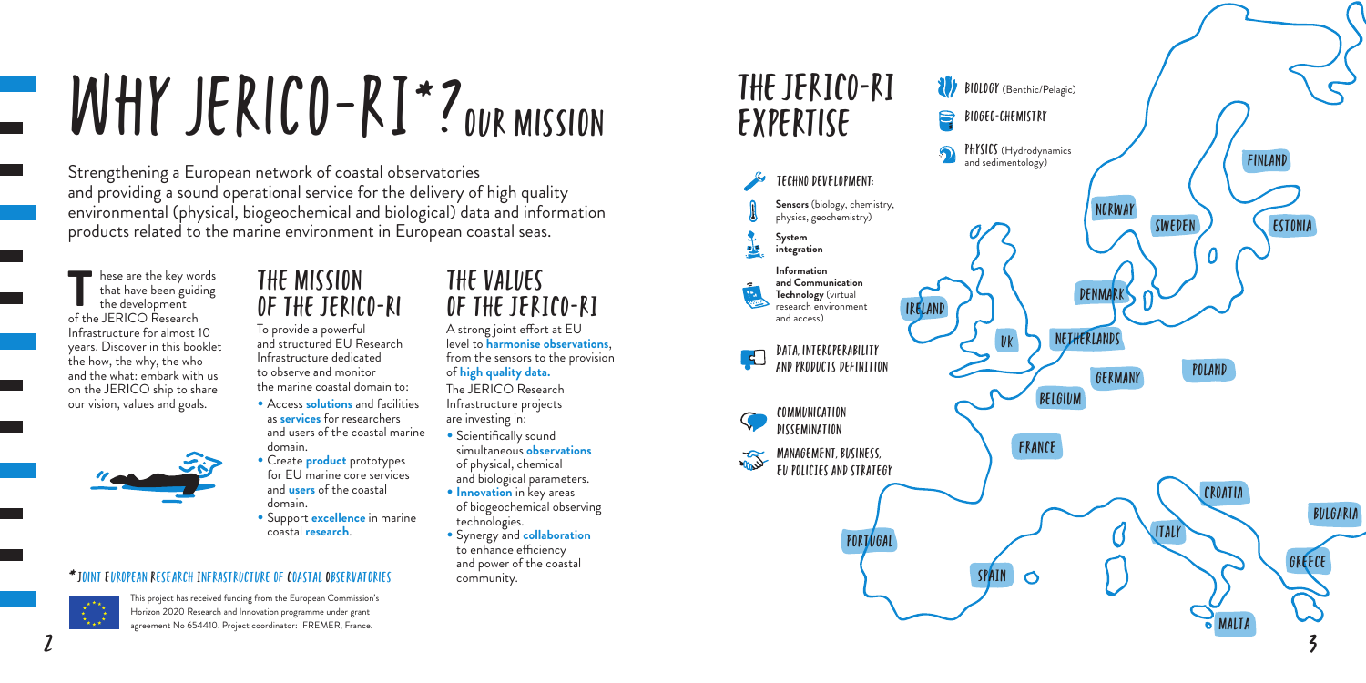# WHY JERICO-RI*? OUR MISSION

Strengthening a European network of coastal observatories and providing a sound operational service for the delivery of high quality environmental (physical, biogeochemical and biological) data and information products related to the marine environment in European coastal seas.

These are the key words that have been guiding the development of the JERICO Research Infrastructure for almost 10 years. Discover in this booklet the how, the why, the who and the what: embark with us on the JERICO ship to share our vision, values and goals.

## THE MISSION OF THE JERICO-RI

To provide a powerful and structured EU Research Infrastructure dedicated to observe and monitor the marine coastal domain to:

- Access **solutions** and facilities as **services** for researchers and users of the coastal marine domain.
- Create **product** prototypes for EU marine core services and **users** of the coastal domain.
- Support **excellence** in marine coastal **research**.

## THE VALUES OF THE JERICO-RI

A strong joint effort at EU level to **harmonise observations**, from the sensors to the provision of **high quality data.**

The JERICO Research Infrastructure projects are investing in:

- Scientifically sound simultaneous **observations** of physical, chemical and biological parameters.
- **Innovation** in key areas of biogeochemical observing technologies.
- Synergy and **collaboration** to enhance efficiency and power of the coastal community.

*JOINT EUROPEAN RESEARCH INFRASTRUCTURE OF COASTAL OBSERVATORIES

This project has received funding from the European Commission's Horizon 2020 Research and Innovation programme under grant agreement No 654410. Project coordinator: IFREMER, France.

## THE JERICO-RI EXPERTISE

- BIOLOGY (Benthic/Pelagic)
- BIOGEO-CHEMISTRY
- PHYSICS (Hydrodynamics and sedimentology)
- TECHNO DEVELOPMENT:
  - **Sensors** (biology, chemistry, physics, geochemistry)
  - **System integration**
  - **Information and Communication Technology** (virtual research environment and access)
- DATA, INTEROPERABILITY AND PRODUCTS DEFINITION
- COMMUNICATION DISSEMINATION
- MANAGEMENT, BUSINESS, EU POLICIES AND STRATEGY

FINLAND
NORWAY
SWEDEN
ESTONIA
DENMARK
IRELAND
UK
NETHERLANDS
POLAND
GERMANY
BELGIUM
FRANCE
CROATIA
BULGARIA
ITALY
PORTUGAL
GREECE
SPAIN
MALTA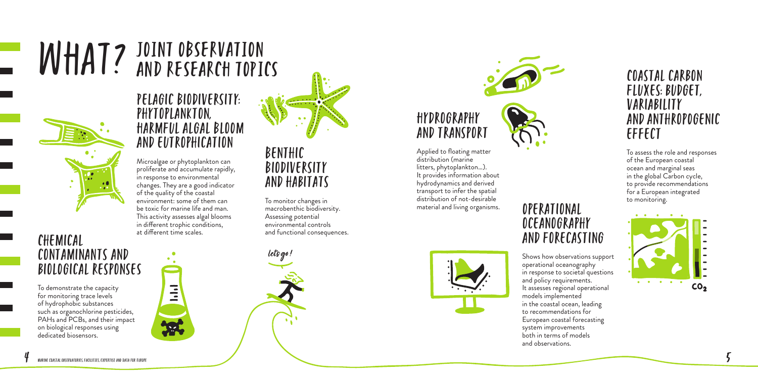# WHAT? JOINT OBSERVATION AND RESEARCH TOPICS

## PELAGIC BIODIVERSITY: PHYTOPLANKTON, HARMFUL ALGAL BLOOM AND EUTROPHICATION

Microalgae or phytoplankton can proliferate and accumulate rapidly, in response to environmental changes. They are a good indicator of the quality of the coastal environment: some of them can be toxic for marine life and man. This activity assesses algal blooms in different trophic conditions, at different time scales.

## CHEMICAL CONTAMINANTS AND BIOLOGICAL RESPONSES

To demonstrate the capacity for monitoring trace levels of hydrophobic substances such as organochlorine pesticides, PAHs and PCBs, and their impact on biological responses using dedicated biosensors.

## BENTHIC BIODIVERSITY AND HABITATS

To monitor changes in macrobenthic biodiversity. Assessing potential environmental controls and functional consequences.

let's go!

## HYDROGRAPHY AND TRANSPORT

Applied to floating matter distribution (marine litters, phytoplankton...). It provides information about hydrodynamics and derived transport to infer the spatial distribution of not-desirable material and living organisms.

## OPERATIONAL OCEANOGRAPHY AND FORECASTING

Shows how observations support operational oceanography in response to societal questions and policy requirements. It assesses regional operational models implemented in the coastal ocean, leading to recommendations for European coastal forecasting system improvements both in terms of models and observations.

## COASTAL CARBON FLUXES: BUDGET, VARIABILITY AND ANTHROPOGENIC EFFECT

To assess the role and responses of the European coastal ocean and marginal seas in the global Carbon cycle, to provide recommendations for a European integrated to monitoring.

$CO_2$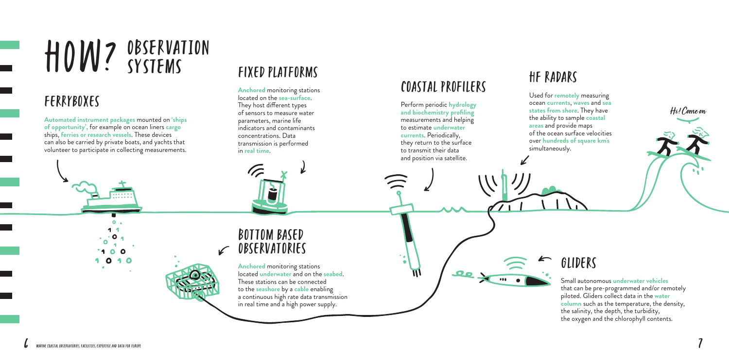# HOW? OBSERVATION SYSTEMS

## FERRYBOXES

**Automated instrument packages** mounted on **'ships of opportunity'**, for example on ocean liners **cargo** ships, **ferries or research vessels**. These devices can also be carried by private boats, and yachts that volunteer to participate in collecting measurements.

## FIXED PLATFORMS

**Anchored** monitoring stations located on the **sea-surface**. They host different types of sensors to measure water parameters, marine life indicators and contaminants concentrations. Data transmission is performed in **real time**.

## COASTAL PROFILERS

Perform periodic **hydrology and biochemistry profiling** measurements and helping to estimate **underwater currents**. Periodically, they return to the surface to transmit their data and position via satellite.

## HF RADARS

Used for **remotely** measuring ocean **currents**, **waves** and **sea states from shore**. They have the ability to sample **coastal areas** and provide maps of the ocean surface velocities over **hundreds of square km's** simultaneously.

Hi! Come on

## BOTTOM BASED OBSERVATORIES

**Anchored** monitoring stations located **underwater** and on the **seabed**. These stations can be connected to the **seashore** by a **cable** enabling a continuous high rate data transmission in real time and a high power supply.

## GLIDERS

Small autonomous **underwater vehicles** that can be pre-programmed and/or remotely piloted. Gliders collect data in the **water column** such as the temperature, the density, the salinity, the depth, the turbidity, the oxygen and the chlorophyll contents.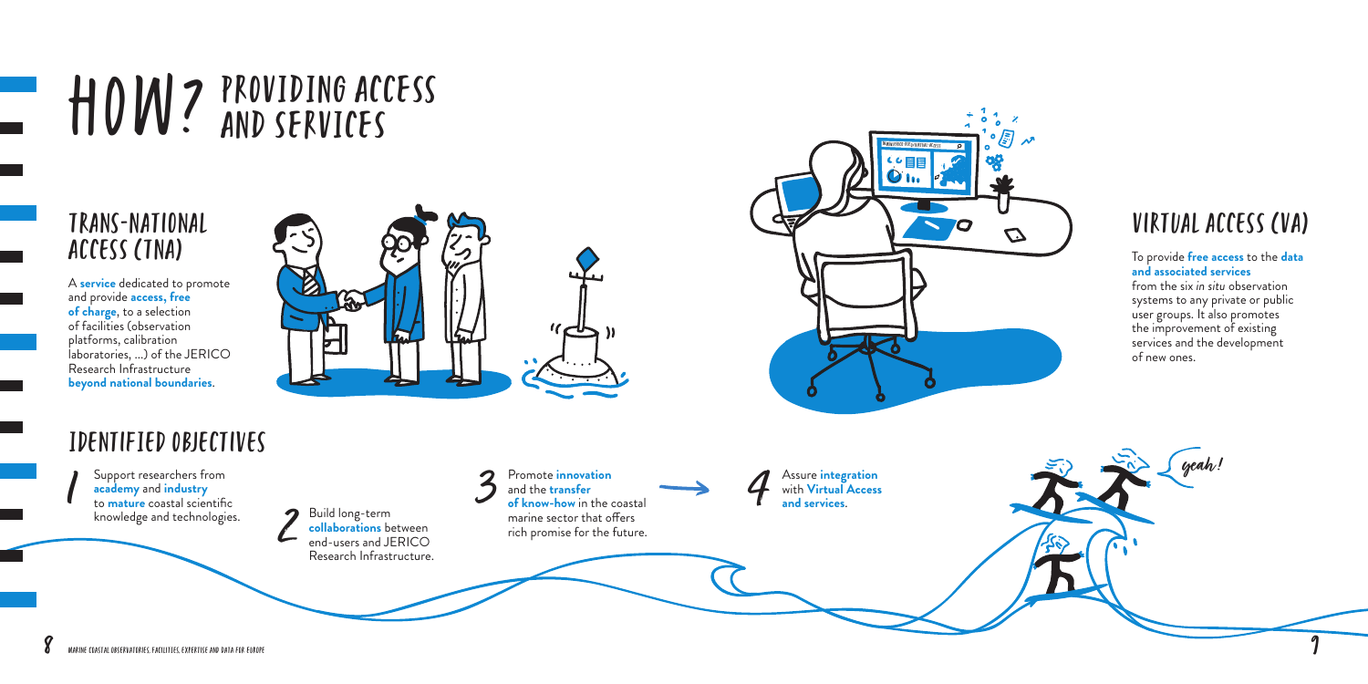# HOW? PROVIDING ACCESS AND SERVICES

## TRANS-NATIONAL ACCESS (TNA)

A **service** dedicated to promote and provide **access, free of charge**, to a selection of facilities (observation platforms, calibration laboratories, ...) of the JERICO Research Infrastructure **beyond national boundaries**.

## VIRTUAL ACCESS (VA)

To provide **free access** to the **data and associated services** from the six *in situ* observation systems to any private or public user groups. It also promotes the improvement of existing services and the development of new ones.

## IDENTIFIED OBJECTIVES

1. Support researchers from **academy** and **industry** to **mature** coastal scientific knowledge and technologies.
2. Build long-term **collaborations** between end-users and JERICO Research Infrastructure.
3. Promote **innovation** and the **transfer of know-how** in the coastal marine sector that offers rich promise for the future.
4. Assure **integration** with **Virtual Access and services**.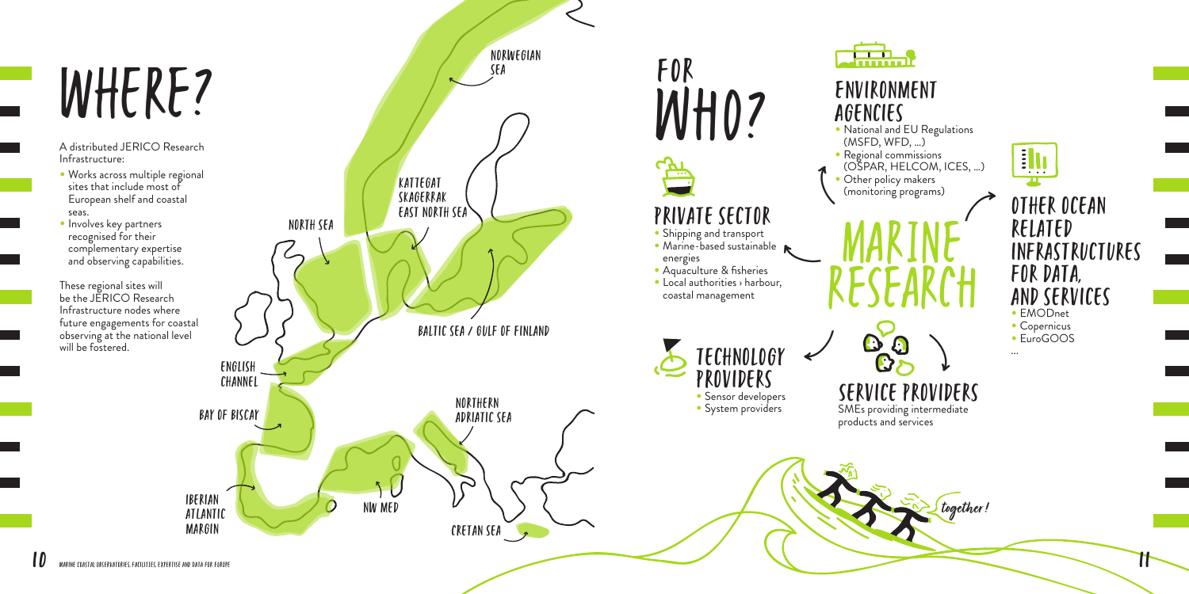# WHERE?

A distributed JERICO Research Infrastructure:

- Works across multiple regional sites that include most of European shelf and coastal seas.
- Involves key partners recognised for their complementary expertise and observing capabilities.

These regional sites will be the JERICO Research Infrastructure nodes where future engagements for coastal observing at the national level will be fostered.

NORWEGIAN SEA

KATTEGAT SKAGERRAK EAST NORTH SEA

NORTH SEA

BALTIC SEA / GULF OF FINLAND

ENGLISH CHANNEL

BAY OF BISCAY

NORTHERN ADRIATIC SEA

IBERIAN ATLANTIC MARGIN

NW MED

CRETAN SEA

# FOR WHO?

## MARINE RESEARCH

### PRIVATE SECTOR

- Shipping and transport
- Marine-based sustainable energies
- Aquaculture & fisheries
- Local authorities › harbour, coastal management

### ENVIRONMENT AGENCIES

- National and EU Regulations (MSFD, WFD, ...)
- Regional commissions (OSPAR, HELCOM, ICES, ...)
- Other policy makers (monitoring programs)

### OTHER OCEAN RELATED INFRASTRUCTURES FOR DATA, AND SERVICES

- EMODnet
- Copernicus
- EuroGOOS

...

### TECHNOLOGY PROVIDERS

- Sensor developers
- System providers

### SERVICE PROVIDERS

SMEs providing intermediate products and services

*together!*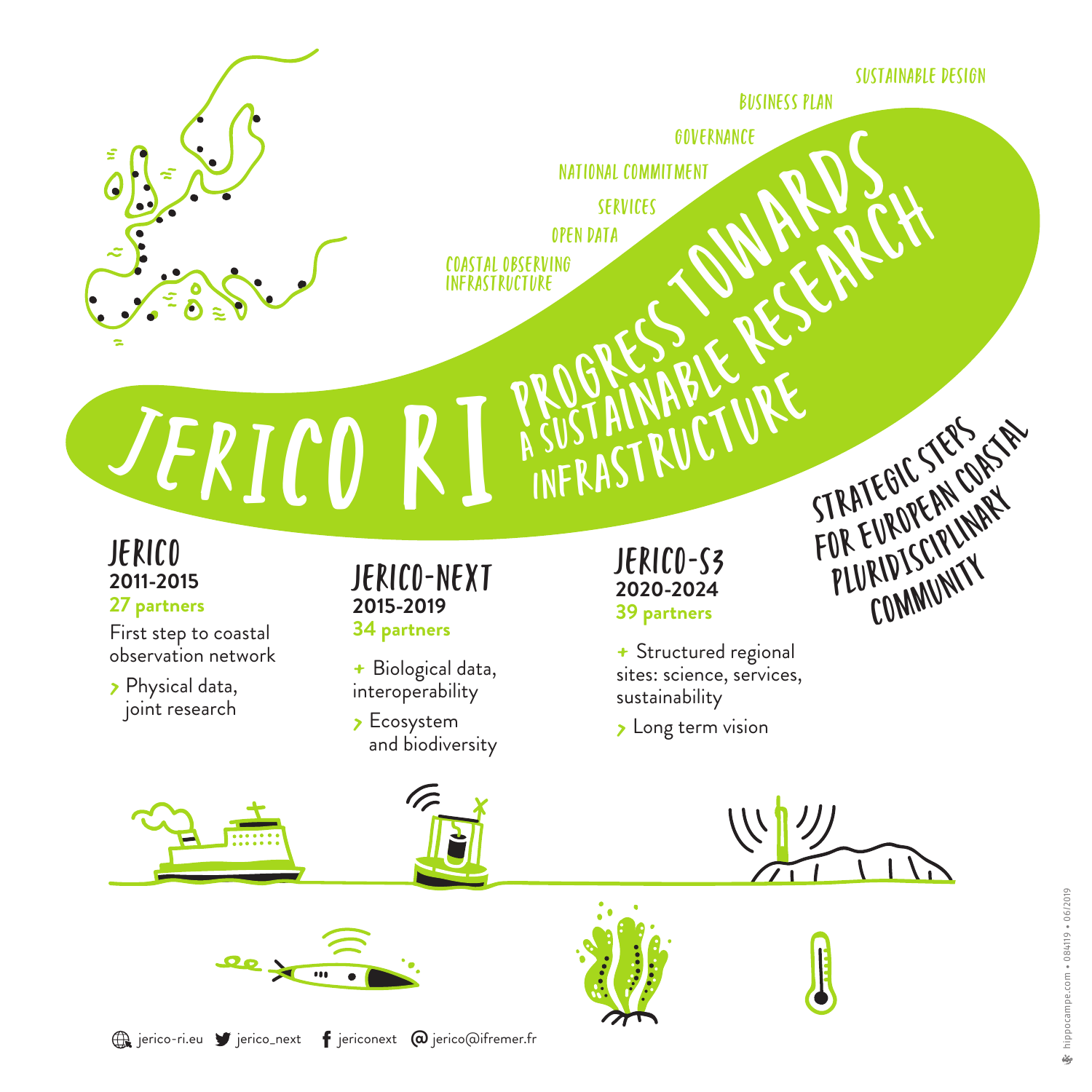# JERICO RI

## PROGRESS TOWARDS A SUSTAINABLE RESEARCH INFRASTRUCTURE

COASTAL OBSERVING INFRASTRUCTURE

OPEN DATA

SERVICES

NATIONAL COMMITMENT

GOVERNANCE

BUSINESS PLAN

SUSTAINABLE DESIGN

STRATEGIC STEPS FOR EUROPEAN COASTAL PLURIDISCIPLINARY COMMUNITY

### JERICO

**2011-2015**

**27 partners**

First step to coastal observation network

› Physical data, joint research

### JERICO-NEXT

**2015-2019**

**34 partners**

\+ Biological data, interoperability

› Ecosystem and biodiversity

### JERICO-S3

**2020-2024**

**39 partners**

\+ Structured regional sites: science, services, sustainability

› Long term vision

jerico-ri.eu  jerico_next  jericonext  jerico@ifremer.fr

hippocampe.com • 084119 • 06/2019